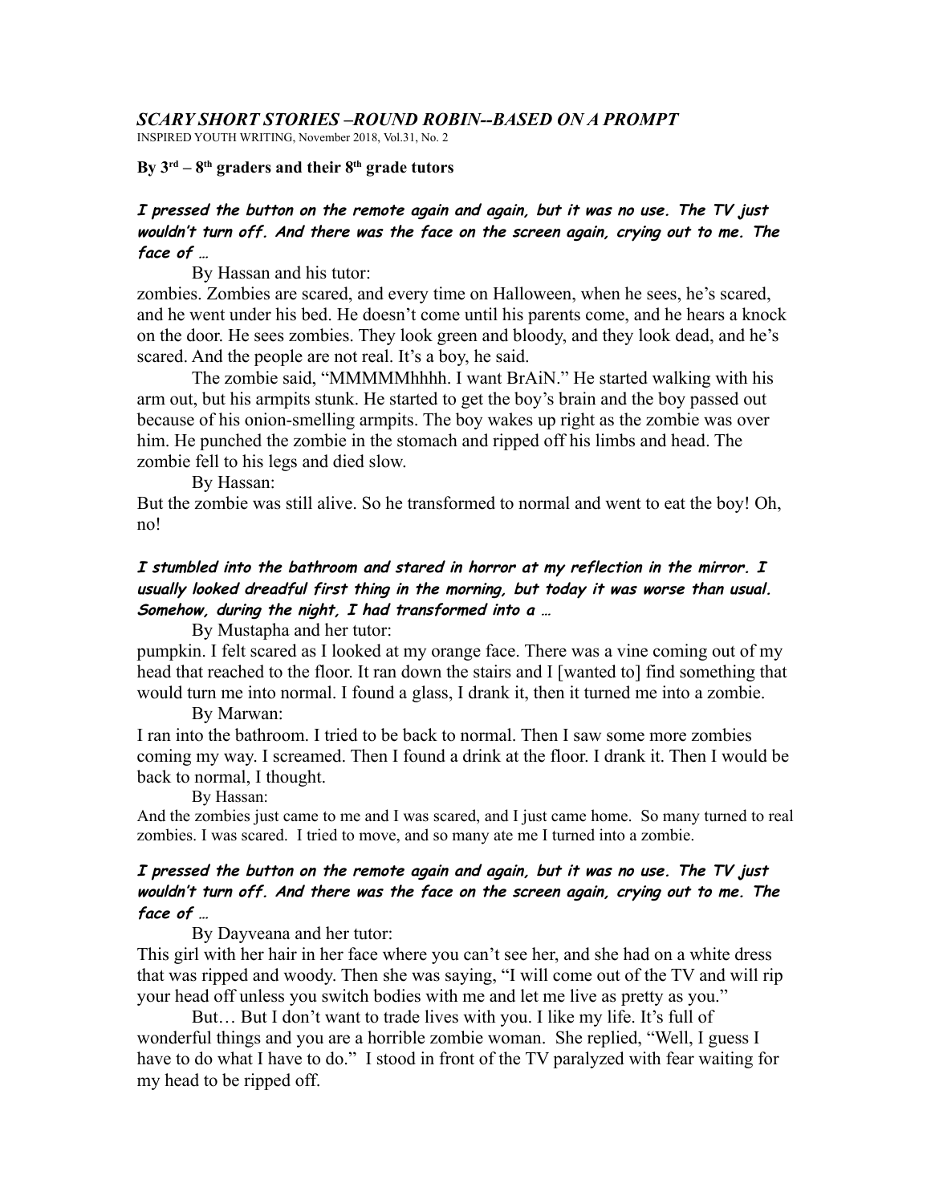# *SCARY SHORT STORIES –ROUND ROBIN--BASED ON A PROMPT*

INSPIRED YOUTH WRITING, November 2018, Vol.31, No. 2

**By 3rd – 8th graders and their 8th grade tutors**

***I pressed the button on the remote again and again, but it was no use. The TV just wouldn't turn off. And there was the face on the screen again, crying out to me. The face of …***

By Hassan and his tutor:

zombies. Zombies are scared, and every time on Halloween, when he sees, he's scared, and he went under his bed. He doesn't come until his parents come, and he hears a knock on the door. He sees zombies. They look green and bloody, and they look dead, and he's scared. And the people are not real. It's a boy, he said.

The zombie said, "MMMMMhhhh. I want BrAiN." He started walking with his arm out, but his armpits stunk. He started to get the boy's brain and the boy passed out because of his onion-smelling armpits. The boy wakes up right as the zombie was over him. He punched the zombie in the stomach and ripped off his limbs and head. The zombie fell to his legs and died slow.

By Hassan:

But the zombie was still alive. So he transformed to normal and went to eat the boy! Oh, no!

***I stumbled into the bathroom and stared in horror at my reflection in the mirror. I usually looked dreadful first thing in the morning, but today it was worse than usual. Somehow, during the night, I had transformed into a …***

By Mustapha and her tutor:

pumpkin. I felt scared as I looked at my orange face. There was a vine coming out of my head that reached to the floor. It ran down the stairs and I [wanted to] find something that would turn me into normal. I found a glass, I drank it, then it turned me into a zombie.

By Marwan:

I ran into the bathroom. I tried to be back to normal. Then I saw some more zombies coming my way. I screamed. Then I found a drink at the floor. I drank it. Then I would be back to normal, I thought.

By Hassan:

And the zombies just came to me and I was scared, and I just came home. So many turned to real zombies. I was scared. I tried to move, and so many ate me I turned into a zombie.

***I pressed the button on the remote again and again, but it was no use. The TV just wouldn't turn off. And there was the face on the screen again, crying out to me. The face of …***

By Dayveana and her tutor:

This girl with her hair in her face where you can't see her, and she had on a white dress that was ripped and woody. Then she was saying, "I will come out of the TV and will rip your head off unless you switch bodies with me and let me live as pretty as you."

But… But I don't want to trade lives with you. I like my life. It's full of wonderful things and you are a horrible zombie woman. She replied, "Well, I guess I have to do what I have to do." I stood in front of the TV paralyzed with fear waiting for my head to be ripped off.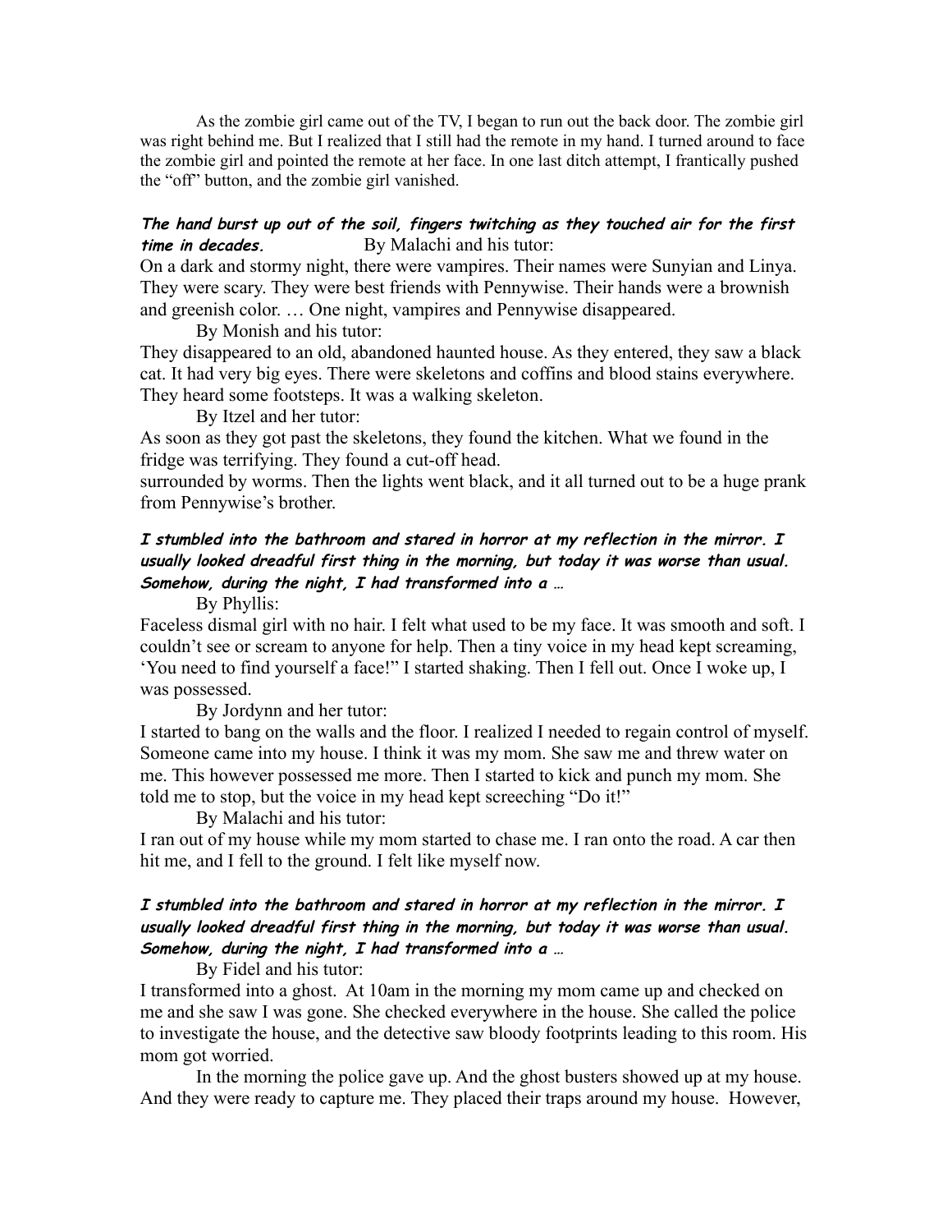As the zombie girl came out of the TV, I began to run out the back door. The zombie girl was right behind me. But I realized that I still had the remote in my hand. I turned around to face the zombie girl and pointed the remote at her face. In one last ditch attempt, I frantically pushed the "off" button, and the zombie girl vanished.

***The hand burst up out of the soil, fingers twitching as they touched air for the first time in decades.*** By Malachi and his tutor:

On a dark and stormy night, there were vampires. Their names were Sunyian and Linya. They were scary. They were best friends with Pennywise. Their hands were a brownish and greenish color. … One night, vampires and Pennywise disappeared.

By Monish and his tutor:

They disappeared to an old, abandoned haunted house. As they entered, they saw a black cat. It had very big eyes. There were skeletons and coffins and blood stains everywhere. They heard some footsteps. It was a walking skeleton.

By Itzel and her tutor:

As soon as they got past the skeletons, they found the kitchen. What we found in the fridge was terrifying. They found a cut-off head.

surrounded by worms. Then the lights went black, and it all turned out to be a huge prank from Pennywise's brother.

***I stumbled into the bathroom and stared in horror at my reflection in the mirror. I usually looked dreadful first thing in the morning, but today it was worse than usual. Somehow, during the night, I had transformed into a …***

By Phyllis:

Faceless dismal girl with no hair. I felt what used to be my face. It was smooth and soft. I couldn't see or scream to anyone for help. Then a tiny voice in my head kept screaming, 'You need to find yourself a face!" I started shaking. Then I fell out. Once I woke up, I was possessed.

By Jordynn and her tutor:

I started to bang on the walls and the floor. I realized I needed to regain control of myself. Someone came into my house. I think it was my mom. She saw me and threw water on me. This however possessed me more. Then I started to kick and punch my mom. She told me to stop, but the voice in my head kept screeching "Do it!"

By Malachi and his tutor:

I ran out of my house while my mom started to chase me. I ran onto the road. A car then hit me, and I fell to the ground. I felt like myself now.

***I stumbled into the bathroom and stared in horror at my reflection in the mirror. I usually looked dreadful first thing in the morning, but today it was worse than usual. Somehow, during the night, I had transformed into a …***

By Fidel and his tutor:

I transformed into a ghost. At 10am in the morning my mom came up and checked on me and she saw I was gone. She checked everywhere in the house. She called the police to investigate the house, and the detective saw bloody footprints leading to this room. His mom got worried.

In the morning the police gave up. And the ghost busters showed up at my house. And they were ready to capture me. They placed their traps around my house. However,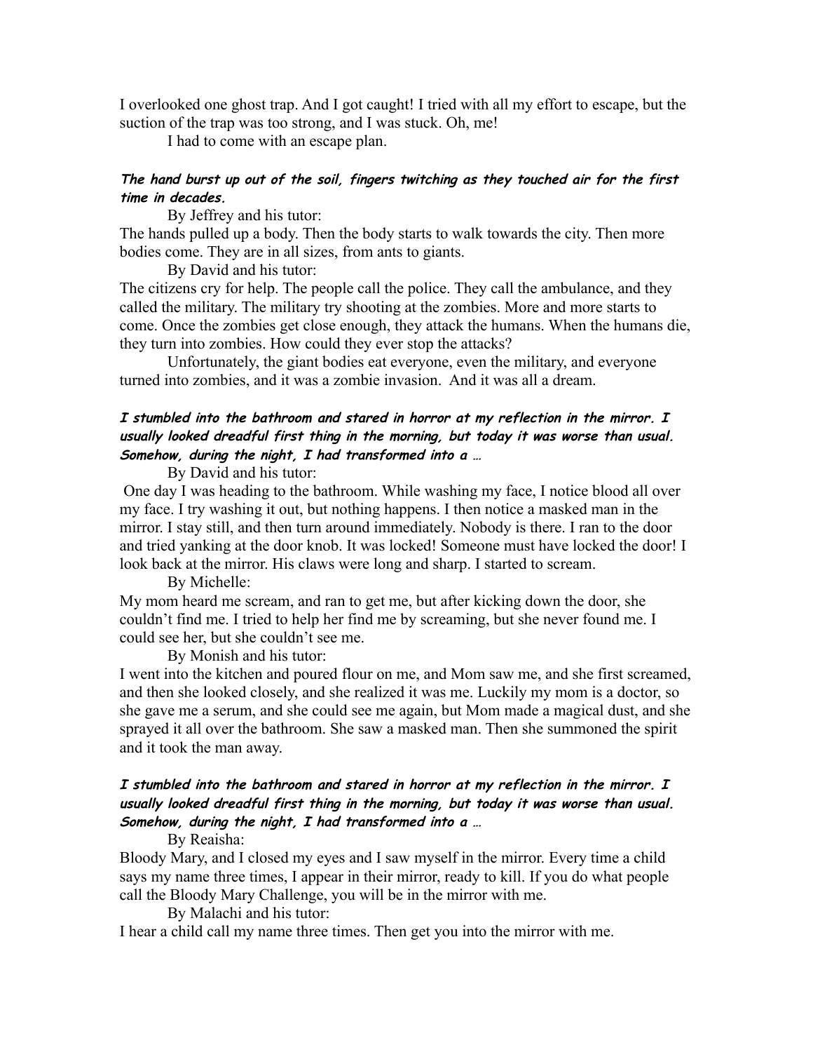I overlooked one ghost trap. And I got caught! I tried with all my effort to escape, but the suction of the trap was too strong, and I was stuck. Oh, me!

I had to come with an escape plan.

***The hand burst up out of the soil, fingers twitching as they touched air for the first time in decades.***

By Jeffrey and his tutor:

The hands pulled up a body. Then the body starts to walk towards the city. Then more bodies come. They are in all sizes, from ants to giants.

By David and his tutor:

The citizens cry for help. The people call the police. They call the ambulance, and they called the military. The military try shooting at the zombies. More and more starts to come. Once the zombies get close enough, they attack the humans. When the humans die, they turn into zombies. How could they ever stop the attacks?

Unfortunately, the giant bodies eat everyone, even the military, and everyone turned into zombies, and it was a zombie invasion. And it was all a dream.

***I stumbled into the bathroom and stared in horror at my reflection in the mirror. I usually looked dreadful first thing in the morning, but today it was worse than usual. Somehow, during the night, I had transformed into a …***

By David and his tutor:

One day I was heading to the bathroom. While washing my face, I notice blood all over my face. I try washing it out, but nothing happens. I then notice a masked man in the mirror. I stay still, and then turn around immediately. Nobody is there. I ran to the door and tried yanking at the door knob. It was locked! Someone must have locked the door! I look back at the mirror. His claws were long and sharp. I started to scream.

By Michelle:

My mom heard me scream, and ran to get me, but after kicking down the door, she couldn't find me. I tried to help her find me by screaming, but she never found me. I could see her, but she couldn't see me.

By Monish and his tutor:

I went into the kitchen and poured flour on me, and Mom saw me, and she first screamed, and then she looked closely, and she realized it was me. Luckily my mom is a doctor, so she gave me a serum, and she could see me again, but Mom made a magical dust, and she sprayed it all over the bathroom. She saw a masked man. Then she summoned the spirit and it took the man away.

***I stumbled into the bathroom and stared in horror at my reflection in the mirror. I usually looked dreadful first thing in the morning, but today it was worse than usual. Somehow, during the night, I had transformed into a …***

By Reaisha:

Bloody Mary, and I closed my eyes and I saw myself in the mirror. Every time a child says my name three times, I appear in their mirror, ready to kill. If you do what people call the Bloody Mary Challenge, you will be in the mirror with me.

By Malachi and his tutor:

I hear a child call my name three times. Then get you into the mirror with me.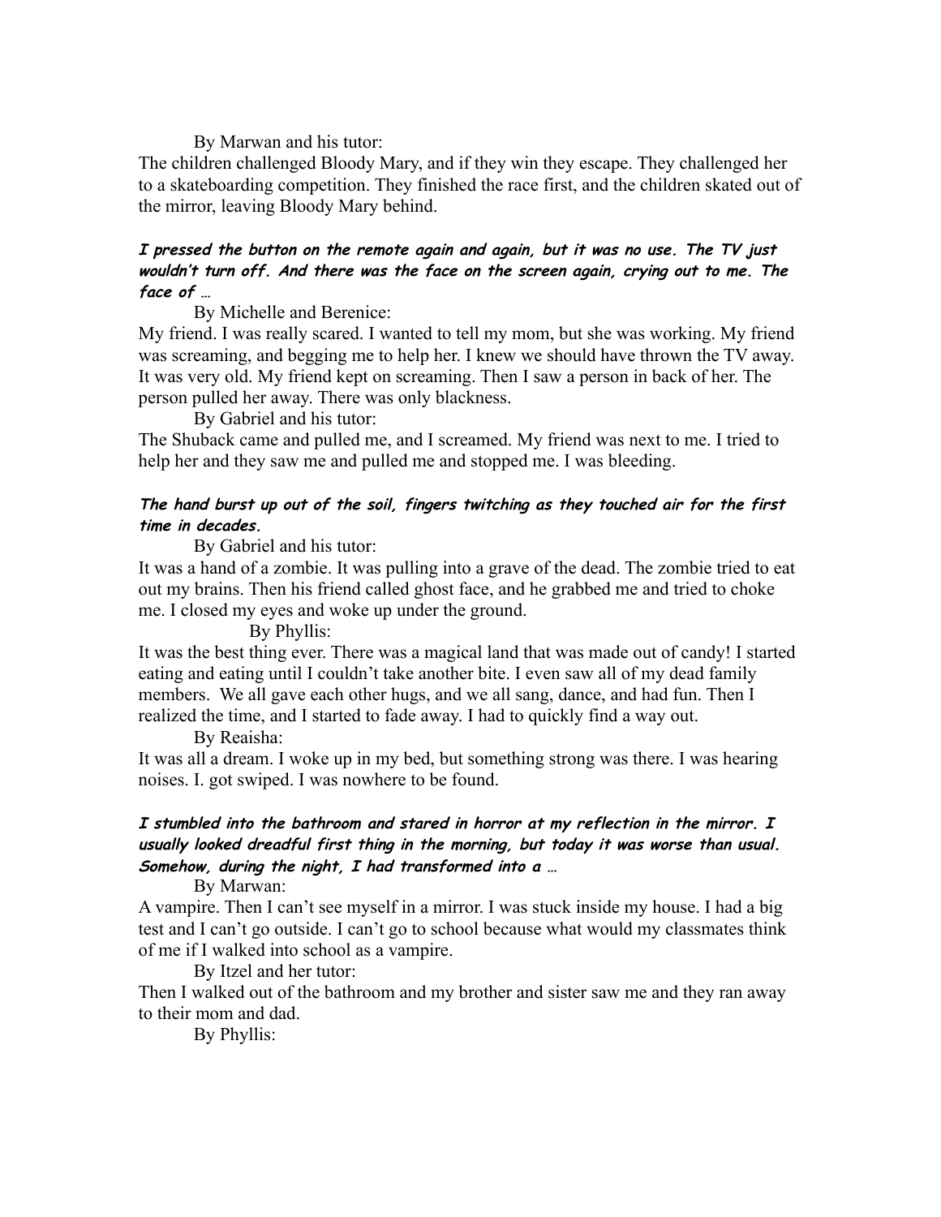By Marwan and his tutor:

The children challenged Bloody Mary, and if they win they escape. They challenged her to a skateboarding competition. They finished the race first, and the children skated out of the mirror, leaving Bloody Mary behind.

***I pressed the button on the remote again and again, but it was no use. The TV just wouldn't turn off. And there was the face on the screen again, crying out to me. The face of …***

By Michelle and Berenice:

My friend. I was really scared. I wanted to tell my mom, but she was working. My friend was screaming, and begging me to help her. I knew we should have thrown the TV away. It was very old. My friend kept on screaming. Then I saw a person in back of her. The person pulled her away. There was only blackness.

By Gabriel and his tutor:

The Shuback came and pulled me, and I screamed. My friend was next to me. I tried to help her and they saw me and pulled me and stopped me. I was bleeding.

***The hand burst up out of the soil, fingers twitching as they touched air for the first time in decades.***

By Gabriel and his tutor:

It was a hand of a zombie. It was pulling into a grave of the dead. The zombie tried to eat out my brains. Then his friend called ghost face, and he grabbed me and tried to choke me. I closed my eyes and woke up under the ground.

By Phyllis:

It was the best thing ever. There was a magical land that was made out of candy! I started eating and eating until I couldn't take another bite. I even saw all of my dead family members. We all gave each other hugs, and we all sang, dance, and had fun. Then I realized the time, and I started to fade away. I had to quickly find a way out.

By Reaisha:

It was all a dream. I woke up in my bed, but something strong was there. I was hearing noises. I. got swiped. I was nowhere to be found.

***I stumbled into the bathroom and stared in horror at my reflection in the mirror. I usually looked dreadful first thing in the morning, but today it was worse than usual. Somehow, during the night, I had transformed into a …***

By Marwan:

A vampire. Then I can't see myself in a mirror. I was stuck inside my house. I had a big test and I can't go outside. I can't go to school because what would my classmates think of me if I walked into school as a vampire.

By Itzel and her tutor:

Then I walked out of the bathroom and my brother and sister saw me and they ran away to their mom and dad.

By Phyllis: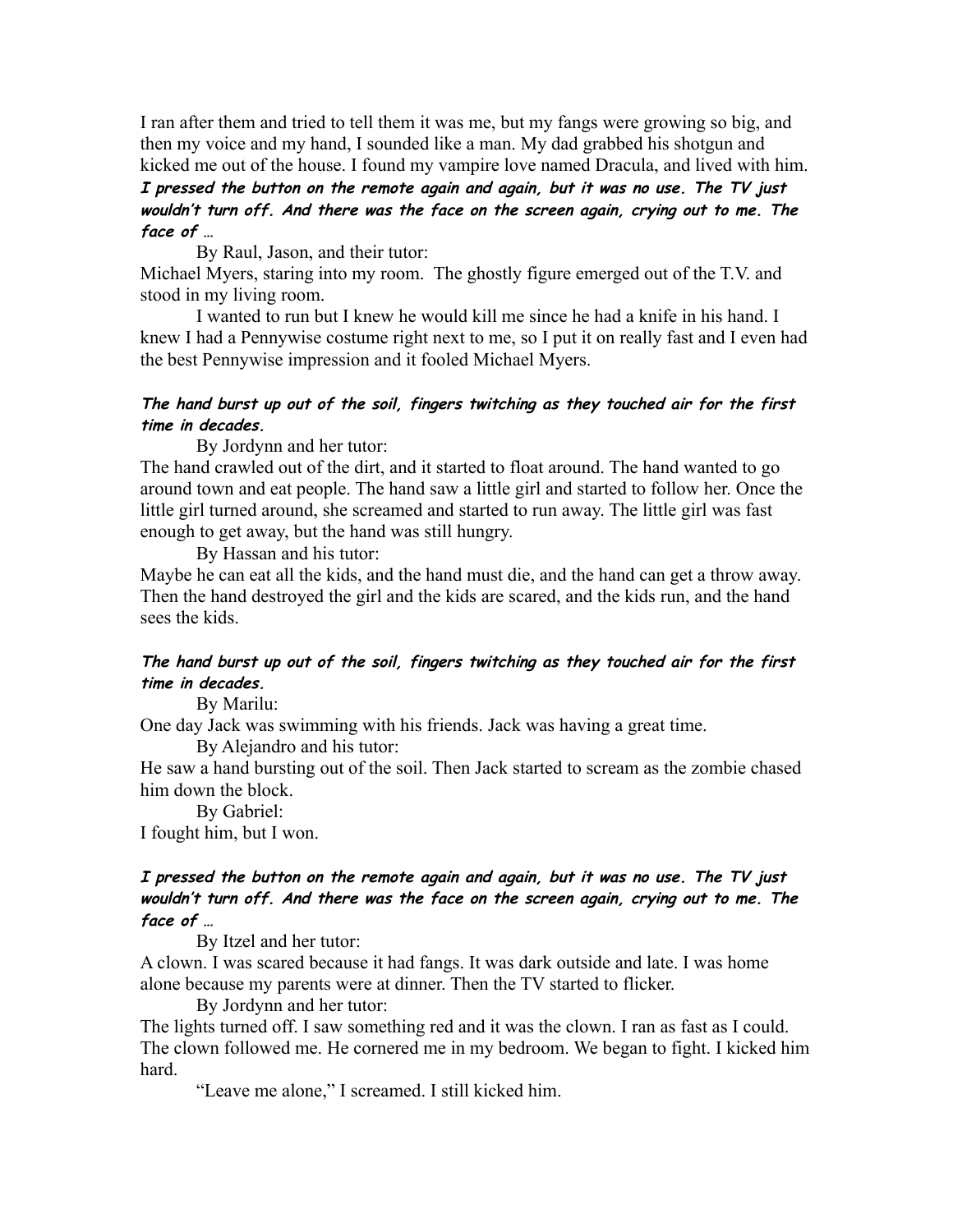I ran after them and tried to tell them it was me, but my fangs were growing so big, and then my voice and my hand, I sounded like a man. My dad grabbed his shotgun and kicked me out of the house. I found my vampire love named Dracula, and lived with him.

***I pressed the button on the remote again and again, but it was no use. The TV just wouldn't turn off. And there was the face on the screen again, crying out to me. The face of …***

By Raul, Jason, and their tutor:

Michael Myers, staring into my room. The ghostly figure emerged out of the T.V. and stood in my living room.

I wanted to run but I knew he would kill me since he had a knife in his hand. I knew I had a Pennywise costume right next to me, so I put it on really fast and I even had the best Pennywise impression and it fooled Michael Myers.

***The hand burst up out of the soil, fingers twitching as they touched air for the first time in decades.***

By Jordynn and her tutor:

The hand crawled out of the dirt, and it started to float around. The hand wanted to go around town and eat people. The hand saw a little girl and started to follow her. Once the little girl turned around, she screamed and started to run away. The little girl was fast enough to get away, but the hand was still hungry.

By Hassan and his tutor:

Maybe he can eat all the kids, and the hand must die, and the hand can get a throw away. Then the hand destroyed the girl and the kids are scared, and the kids run, and the hand sees the kids.

***The hand burst up out of the soil, fingers twitching as they touched air for the first time in decades.***

By Marilu:

One day Jack was swimming with his friends. Jack was having a great time.

By Alejandro and his tutor:

He saw a hand bursting out of the soil. Then Jack started to scream as the zombie chased him down the block.

By Gabriel:

I fought him, but I won.

***I pressed the button on the remote again and again, but it was no use. The TV just wouldn't turn off. And there was the face on the screen again, crying out to me. The face of …***

By Itzel and her tutor:

A clown. I was scared because it had fangs. It was dark outside and late. I was home alone because my parents were at dinner. Then the TV started to flicker.

By Jordynn and her tutor:

The lights turned off. I saw something red and it was the clown. I ran as fast as I could. The clown followed me. He cornered me in my bedroom. We began to fight. I kicked him hard.

"Leave me alone," I screamed. I still kicked him.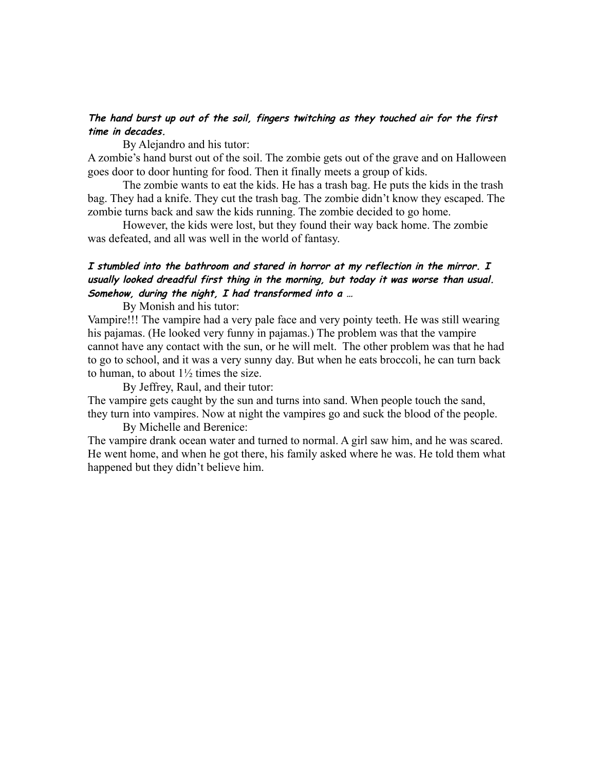***The hand burst up out of the soil, fingers twitching as they touched air for the first time in decades.***

By Alejandro and his tutor:

A zombie's hand burst out of the soil. The zombie gets out of the grave and on Halloween goes door to door hunting for food. Then it finally meets a group of kids.

The zombie wants to eat the kids. He has a trash bag. He puts the kids in the trash bag. They had a knife. They cut the trash bag. The zombie didn't know they escaped. The zombie turns back and saw the kids running. The zombie decided to go home.

However, the kids were lost, but they found their way back home. The zombie was defeated, and all was well in the world of fantasy.

***I stumbled into the bathroom and stared in horror at my reflection in the mirror. I usually looked dreadful first thing in the morning, but today it was worse than usual. Somehow, during the night, I had transformed into a …***

By Monish and his tutor:

Vampire!!! The vampire had a very pale face and very pointy teeth. He was still wearing his pajamas. (He looked very funny in pajamas.) The problem was that the vampire cannot have any contact with the sun, or he will melt. The other problem was that he had to go to school, and it was a very sunny day. But when he eats broccoli, he can turn back to human, to about 1½ times the size.

By Jeffrey, Raul, and their tutor:

The vampire gets caught by the sun and turns into sand. When people touch the sand, they turn into vampires. Now at night the vampires go and suck the blood of the people.

By Michelle and Berenice:

The vampire drank ocean water and turned to normal. A girl saw him, and he was scared. He went home, and when he got there, his family asked where he was. He told them what happened but they didn't believe him.